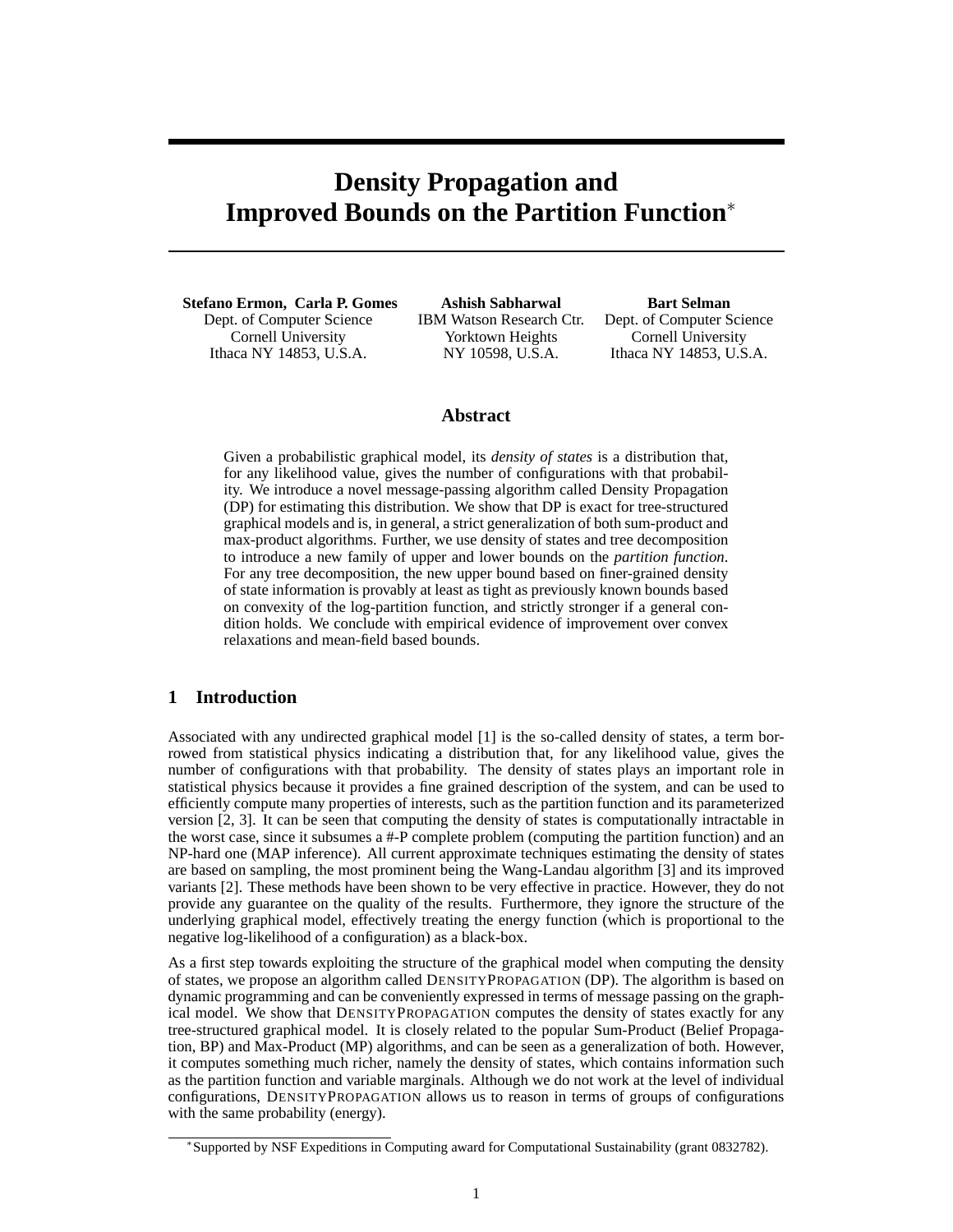# Density Propagation and Improved Bounds on the Partition Function*

**Stefano Ermon, Carla P. Gomes**
Dept. of Computer Science
Cornell University
Ithaca NY 14853, U.S.A.

**Ashish Sabharwal**
IBM Watson Research Ctr.
Yorktown Heights
NY 10598, U.S.A.

**Bart Selman**
Dept. of Computer Science
Cornell University
Ithaca NY 14853, U.S.A.

## Abstract

Given a probabilistic graphical model, its *density of states* is a distribution that, for any likelihood value, gives the number of configurations with that probability. We introduce a novel message-passing algorithm called Density Propagation (DP) for estimating this distribution. We show that DP is exact for tree-structured graphical models and is, in general, a strict generalization of both sum-product and max-product algorithms. Further, we use density of states and tree decomposition to introduce a new family of upper and lower bounds on the *partition function*. For any tree decomposition, the new upper bound based on finer-grained density of state information is provably at least as tight as previously known bounds based on convexity of the log-partition function, and strictly stronger if a general condition holds. We conclude with empirical evidence of improvement over convex relaxations and mean-field based bounds.

## 1 Introduction

Associated with any undirected graphical model [1] is the so-called density of states, a term borrowed from statistical physics indicating a distribution that, for any likelihood value, gives the number of configurations with that probability. The density of states plays an important role in statistical physics because it provides a fine grained description of the system, and can be used to efficiently compute many properties of interests, such as the partition function and its parameterized version [2, 3]. It can be seen that computing the density of states is computationally intractable in the worst case, since it subsumes a #-P complete problem (computing the partition function) and an NP-hard one (MAP inference). All current approximate techniques estimating the density of states are based on sampling, the most prominent being the Wang-Landau algorithm [3] and its improved variants [2]. These methods have been shown to be very effective in practice. However, they do not provide any guarantee on the quality of the results. Furthermore, they ignore the structure of the underlying graphical model, effectively treating the energy function (which is proportional to the negative log-likelihood of a configuration) as a black-box.

As a first step towards exploiting the structure of the graphical model when computing the density of states, we propose an algorithm called DensityPropagation (DP). The algorithm is based on dynamic programming and can be conveniently expressed in terms of message passing on the graphical model. We show that DensityPropagation computes the density of states exactly for any tree-structured graphical model. It is closely related to the popular Sum-Product (Belief Propagation, BP) and Max-Product (MP) algorithms, and can be seen as a generalization of both. However, it computes something much richer, namely the density of states, which contains information such as the partition function and variable marginals. Although we do not work at the level of individual configurations, DensityPropagation allows us to reason in terms of groups of configurations with the same probability (energy).

*Supported by NSF Expeditions in Computing award for Computational Sustainability (grant 0832782).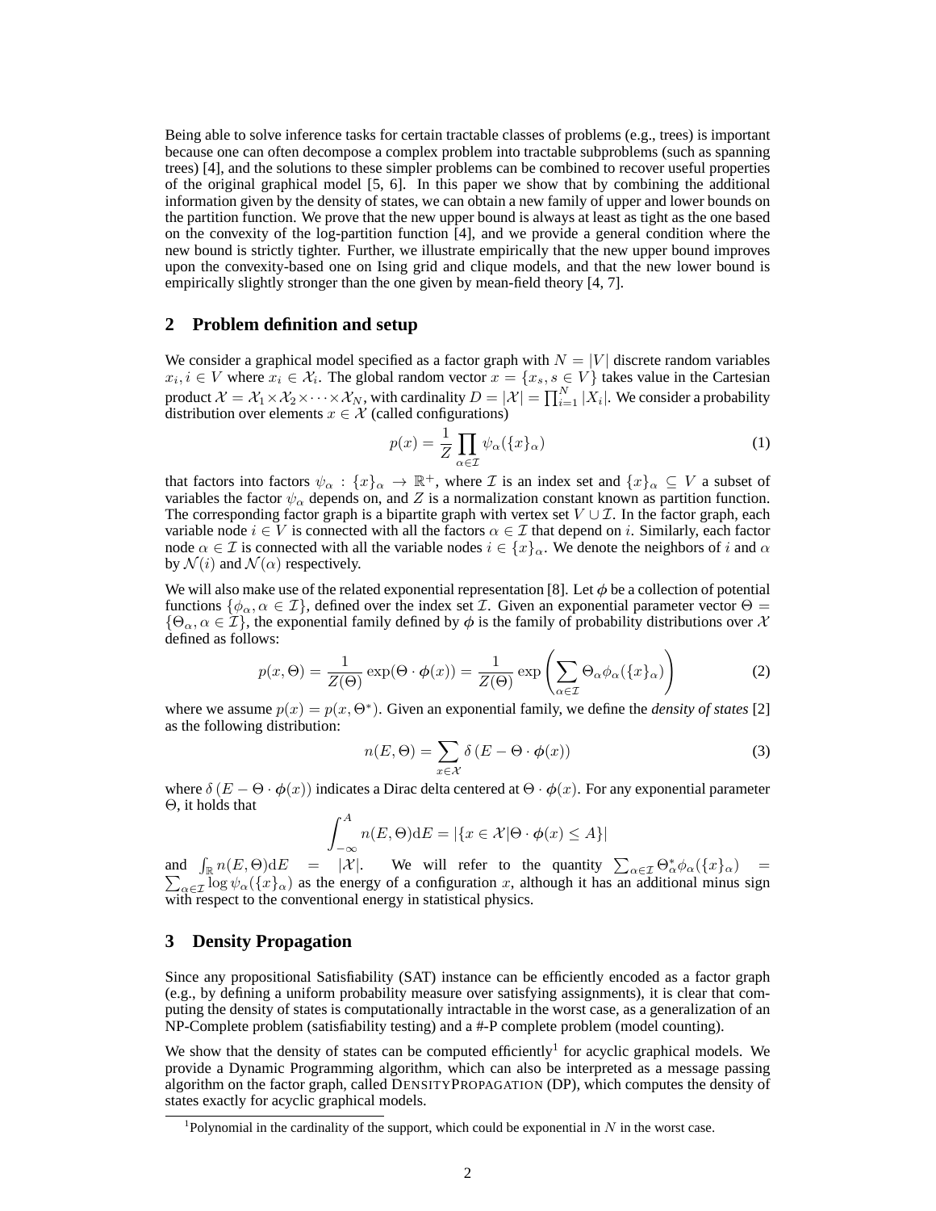Being able to solve inference tasks for certain tractable classes of problems (e.g., trees) is important because one can often decompose a complex problem into tractable subproblems (such as spanning trees) [4], and the solutions to these simpler problems can be combined to recover useful properties of the original graphical model [5, 6]. In this paper we show that by combining the additional information given by the density of states, we can obtain a new family of upper and lower bounds on the partition function. We prove that the new upper bound is always at least as tight as the one based on the convexity of the log-partition function [4], and we provide a general condition where the new bound is strictly tighter. Further, we illustrate empirically that the new upper bound improves upon the convexity-based one on Ising grid and clique models, and that the new lower bound is empirically slightly stronger than the one given by mean-field theory [4, 7].

## 2 Problem definition and setup

We consider a graphical model specified as a factor graph with $N = |V|$ discrete random variables $x_i, i \in V$ where $x_i \in \mathcal{X}_i$. The global random vector $x = \{x_s, s \in V\}$ takes value in the Cartesian product $\mathcal{X} = \mathcal{X}_1 \times \mathcal{X}_2 \times \cdots \times \mathcal{X}_N$, with cardinality $D = |\mathcal{X}| = \prod_{i=1}^{N} |X_i|$. We consider a probability distribution over elements $x \in \mathcal{X}$ (called configurations)

$$p(x) = \frac{1}{Z} \prod_{\alpha \in \mathcal{I}} \psi_\alpha(\{x\}_\alpha) \tag{1}$$

that factors into factors $\psi_\alpha : \{x\}_\alpha \to \mathbb{R}^+$, where $\mathcal{I}$ is an index set and $\{x\}_\alpha \subseteq V$ a subset of variables the factor $\psi_\alpha$ depends on, and $Z$ is a normalization constant known as partition function. The corresponding factor graph is a bipartite graph with vertex set $V \cup \mathcal{I}$. In the factor graph, each variable node $i \in V$ is connected with all the factors $\alpha \in \mathcal{I}$ that depend on $i$. Similarly, each factor node $\alpha \in \mathcal{I}$ is connected with all the variable nodes $i \in \{x\}_\alpha$. We denote the neighbors of $i$ and $\alpha$ by $\mathcal{N}(i)$ and $\mathcal{N}(\alpha)$ respectively.

We will also make use of the related exponential representation [8]. Let $\boldsymbol{\phi}$ be a collection of potential functions $\{\phi_\alpha, \alpha \in \mathcal{I}\}$, defined over the index set $\mathcal{I}$. Given an exponential parameter vector $\Theta = \{\Theta_\alpha, \alpha \in \mathcal{I}\}$, the exponential family defined by $\boldsymbol{\phi}$ is the family of probability distributions over $\mathcal{X}$ defined as follows:

$$p(x, \Theta) = \frac{1}{Z(\Theta)} \exp(\Theta \cdot \boldsymbol{\phi}(x)) = \frac{1}{Z(\Theta)} \exp\left(\sum_{\alpha \in \mathcal{I}} \Theta_\alpha \phi_\alpha(\{x\}_\alpha)\right) \tag{2}$$

where we assume $p(x) = p(x, \Theta^*)$. Given an exponential family, we define the *density of states* [2] as the following distribution:

$$n(E, \Theta) = \sum_{x \in \mathcal{X}} \delta\left(E - \Theta \cdot \boldsymbol{\phi}(x)\right) \tag{3}$$

where $\delta\left(E - \Theta \cdot \boldsymbol{\phi}(x)\right)$ indicates a Dirac delta centered at $\Theta \cdot \boldsymbol{\phi}(x)$. For any exponential parameter $\Theta$, it holds that

$$\int_{-\infty}^{A} n(E, \Theta) \mathrm{d}E = |\{x \in \mathcal{X} | \Theta \cdot \boldsymbol{\phi}(x) \leq A\}|$$

and $\int_{\mathbb{R}} n(E, \Theta) \mathrm{d}E = |\mathcal{X}|$. We will refer to the quantity $\sum_{\alpha \in \mathcal{I}} \Theta^*_\alpha \phi_\alpha(\{x\}_\alpha) = \sum_{\alpha \in \mathcal{I}} \log \psi_\alpha(\{x\}_\alpha)$ as the energy of a configuration $x$, although it has an additional minus sign with respect to the conventional energy in statistical physics.

## 3 Density Propagation

Since any propositional Satisfiability (SAT) instance can be efficiently encoded as a factor graph (e.g., by defining a uniform probability measure over satisfying assignments), it is clear that computing the density of states is computationally intractable in the worst case, as a generalization of an NP-Complete problem (satisfiability testing) and a #-P complete problem (model counting).

We show that the density of states can be computed efficiently[1] for acyclic graphical models. We provide a Dynamic Programming algorithm, which can also be interpreted as a message passing algorithm on the factor graph, called DENSITYPROPAGATION (DP), which computes the density of states exactly for acyclic graphical models.

[1] Polynomial in the cardinality of the support, which could be exponential in $N$ in the worst case.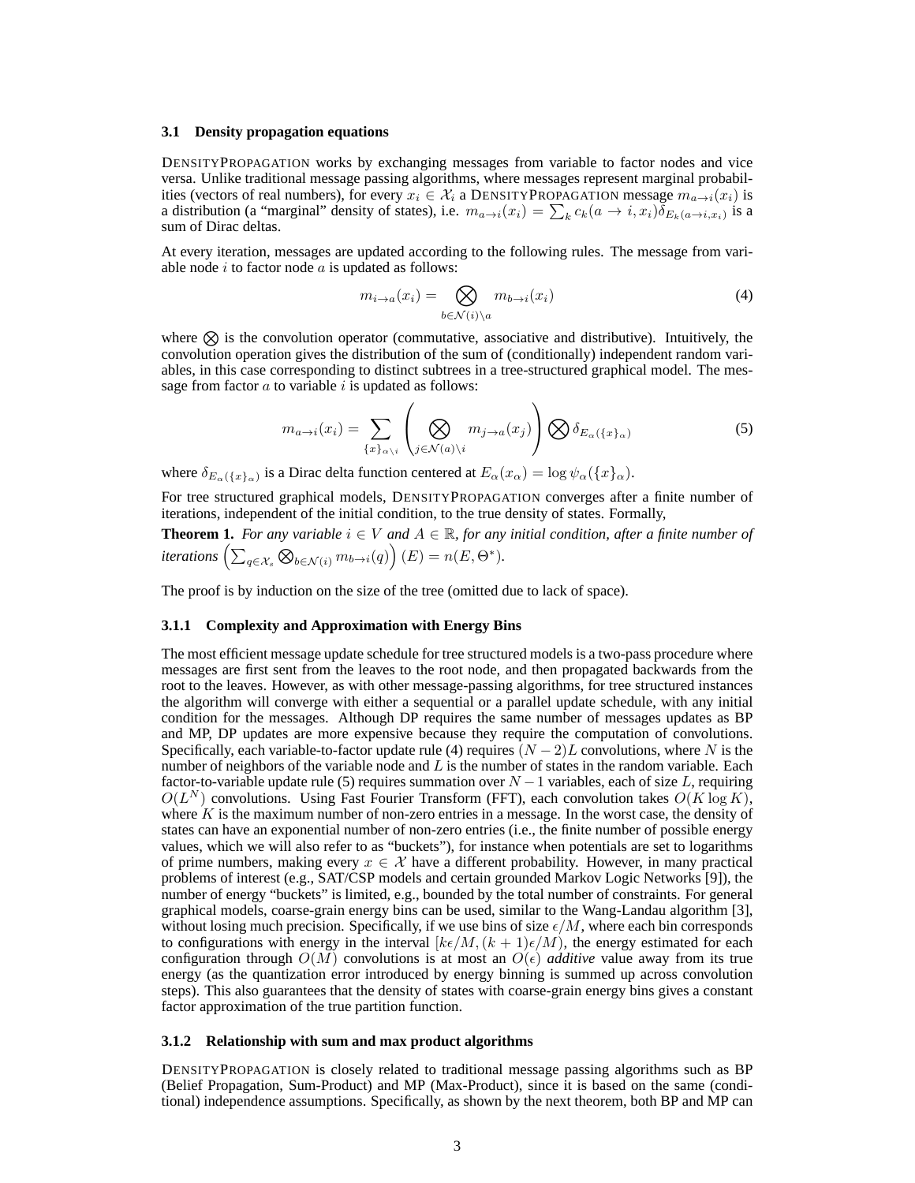### 3.1 Density propagation equations

DENSITYPROPAGATION works by exchanging messages from variable to factor nodes and vice versa. Unlike traditional message passing algorithms, where messages represent marginal probabilities (vectors of real numbers), for every $x_i \in \mathcal{X}_i$ a DENSITYPROPAGATION message $m_{a\to i}(x_i)$ is a distribution (a "marginal" density of states), i.e. $m_{a\to i}(x_i) = \sum_k c_k(a \to i, x_i)\delta_{E_k(a\to i, x_i)}$ is a sum of Dirac deltas.

At every iteration, messages are updated according to the following rules. The message from variable node $i$ to factor node $a$ is updated as follows:

$$m_{i\to a}(x_i) = \bigotimes_{b\in\mathcal{N}(i)\setminus a} m_{b\to i}(x_i) \tag{4}$$

where $\bigotimes$ is the convolution operator (commutative, associative and distributive). Intuitively, the convolution operation gives the distribution of the sum of (conditionally) independent random variables, in this case corresponding to distinct subtrees in a tree-structured graphical model. The message from factor $a$ to variable $i$ is updated as follows:

$$m_{a\to i}(x_i) = \sum_{\{x\}_{\alpha\setminus i}} \left( \bigotimes_{j\in\mathcal{N}(a)\setminus i} m_{j\to a}(x_j) \right) \bigotimes \delta_{E_\alpha(\{x\}_\alpha)} \tag{5}$$

where $\delta_{E_\alpha(\{x\}_\alpha)}$ is a Dirac delta function centered at $E_\alpha(x_\alpha) = \log \psi_\alpha(\{x\}_\alpha)$.

For tree structured graphical models, DENSITYPROPAGATION converges after a finite number of iterations, independent of the initial condition, to the true density of states. Formally,

**Theorem 1.** *For any variable $i \in V$ and $A \in \mathbb{R}$, for any initial condition, after a finite number of iterations* $\left(\sum_{q\in\mathcal{X}_s} \bigotimes_{b\in\mathcal{N}(i)} m_{b\to i}(q)\right)(E) = n(E, \Theta^*)$.

The proof is by induction on the size of the tree (omitted due to lack of space).

#### 3.1.1 Complexity and Approximation with Energy Bins

The most efficient message update schedule for tree structured models is a two-pass procedure where messages are first sent from the leaves to the root node, and then propagated backwards from the root to the leaves. However, as with other message-passing algorithms, for tree structured instances the algorithm will converge with either a sequential or a parallel update schedule, with any initial condition for the messages. Although DP requires the same number of messages updates as BP and MP, DP updates are more expensive because they require the computation of convolutions. Specifically, each variable-to-factor update rule (4) requires $(N-2)L$ convolutions, where $N$ is the number of neighbors of the variable node and $L$ is the number of states in the random variable. Each factor-to-variable update rule (5) requires summation over $N-1$ variables, each of size $L$, requiring $O(L^N)$ convolutions. Using Fast Fourier Transform (FFT), each convolution takes $O(K \log K)$, where $K$ is the maximum number of non-zero entries in a message. In the worst case, the density of states can have an exponential number of non-zero entries (i.e., the finite number of possible energy values, which we will also refer to as "buckets"), for instance when potentials are set to logarithms of prime numbers, making every $x \in \mathcal{X}$ have a different probability. However, in many practical problems of interest (e.g., SAT/CSP models and certain grounded Markov Logic Networks [9]), the number of energy "buckets" is limited, e.g., bounded by the total number of constraints. For general graphical models, coarse-grain energy bins can be used, similar to the Wang-Landau algorithm [3], without losing much precision. Specifically, if we use bins of size $\epsilon/M$, where each bin corresponds to configurations with energy in the interval $[k\epsilon/M, (k+1)\epsilon/M)$, the energy estimated for each configuration through $O(M)$ convolutions is at most an $O(\epsilon)$ *additive* value away from its true energy (as the quantization error introduced by energy binning is summed up across convolution steps). This also guarantees that the density of states with coarse-grain energy bins gives a constant factor approximation of the true partition function.

#### 3.1.2 Relationship with sum and max product algorithms

DENSITYPROPAGATION is closely related to traditional message passing algorithms such as BP (Belief Propagation, Sum-Product) and MP (Max-Product), since it is based on the same (conditional) independence assumptions. Specifically, as shown by the next theorem, both BP and MP can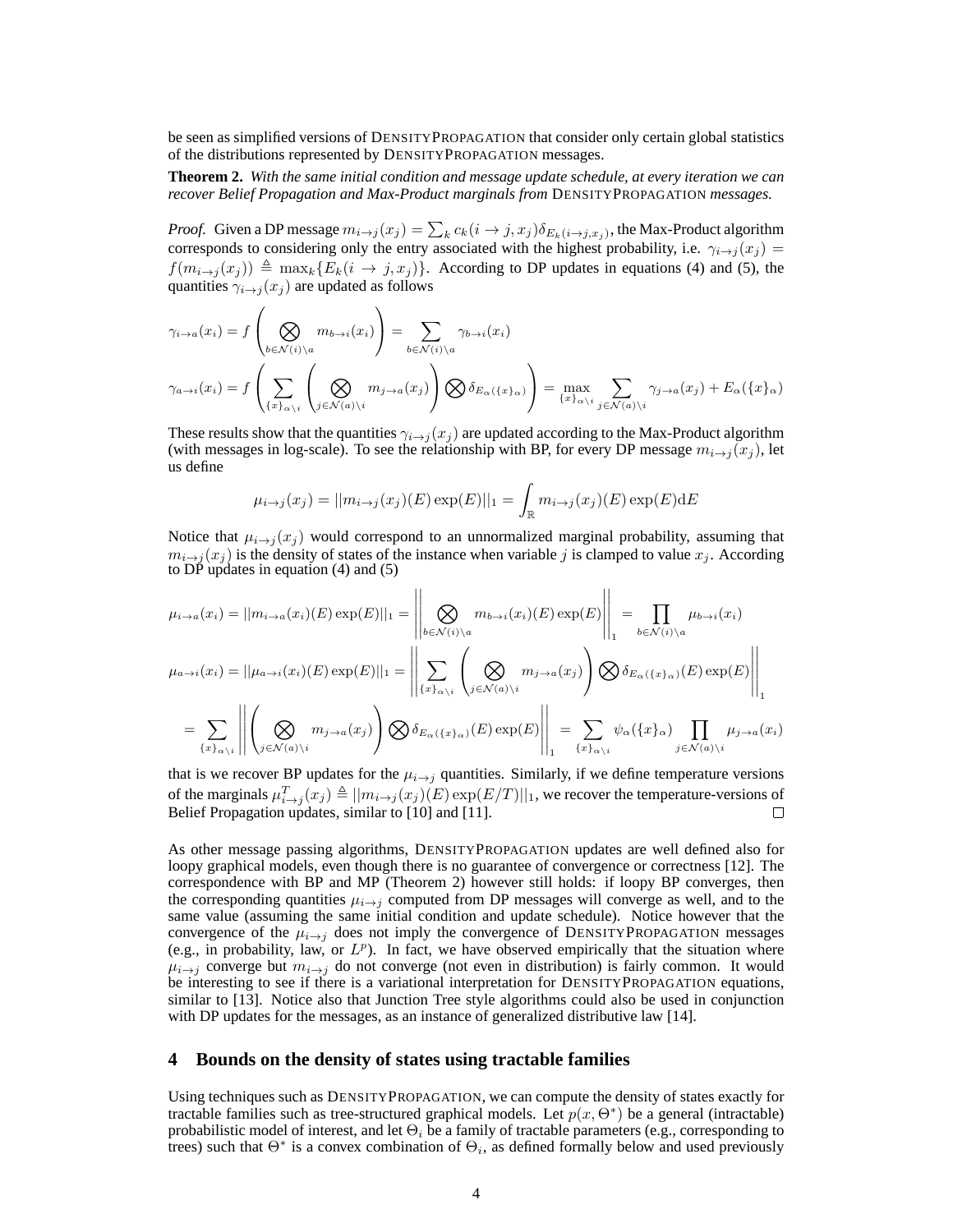be seen as simplified versions of DENSITYPROPAGATION that consider only certain global statistics of the distributions represented by DENSITYPROPAGATION messages.

**Theorem 2.** *With the same initial condition and message update schedule, at every iteration we can recover Belief Propagation and Max-Product marginals from* DENSITYPROPAGATION *messages.*

*Proof.* Given a DP message $m_{i\to j}(x_j) = \sum_k c_k(i \to j, x_j)\delta_{E_k(i\to j,x_j)}$, the Max-Product algorithm corresponds to considering only the entry associated with the highest probability, i.e. $\gamma_{i\to j}(x_j) = f(m_{i\to j}(x_j)) \triangleq \max_k\{E_k(i \to j, x_j)\}$. According to DP updates in equations (4) and (5), the quantities $\gamma_{i\to j}(x_j)$ are updated as follows

$$\gamma_{i\to a}(x_i) = f\left(\bigotimes_{b\in\mathcal{N}(i)\setminus a} m_{b\to i}(x_i)\right) = \sum_{b\in\mathcal{N}(i)\setminus a} \gamma_{b\to i}(x_i)$$

$$\gamma_{a\to i}(x_i) = f\left(\sum_{\{x\}_{\alpha\setminus i}}\left(\bigotimes_{j\in\mathcal{N}(a)\setminus i} m_{j\to a}(x_j)\right)\bigotimes \delta_{E_\alpha(\{x\}_\alpha)}\right) = \max_{\{x\}_{\alpha\setminus i}} \sum_{j\in\mathcal{N}(a)\setminus i} \gamma_{j\to a}(x_j) + E_\alpha(\{x\}_\alpha)$$

These results show that the quantities $\gamma_{i\to j}(x_j)$ are updated according to the Max-Product algorithm (with messages in log-scale). To see the relationship with BP, for every DP message $m_{i\to j}(x_j)$, let us define

$$\mu_{i\to j}(x_j) = ||m_{i\to j}(x_j)(E)\exp(E)||_1 = \int_{\mathbb{R}} m_{i\to j}(x_j)(E)\exp(E)\mathrm{d}E$$

Notice that $\mu_{i\to j}(x_j)$ would correspond to an unnormalized marginal probability, assuming that $m_{i\to j}(x_j)$ is the density of states of the instance when variable $j$ is clamped to value $x_j$. According to DP updates in equation (4) and (5)

$$\mu_{i\to a}(x_i) = ||m_{i\to a}(x_i)(E)\exp(E)||_1 = \left|\left|\bigotimes_{b\in\mathcal{N}(i)\setminus a} m_{b\to i}(x_i)(E)\exp(E)\right|\right|_1 = \prod_{b\in\mathcal{N}(i)\setminus a}\mu_{b\to i}(x_i)$$

$$\mu_{a\to i}(x_i) = ||\mu_{a\to i}(x_i)(E)\exp(E)||_1 = \left|\left|\sum_{\{x\}_{\alpha\setminus i}}\left(\bigotimes_{j\in\mathcal{N}(a)\setminus i} m_{j\to a}(x_j)\right)\bigotimes\delta_{E_\alpha(\{x\}_\alpha)}(E)\exp(E)\right|\right|_1$$

$$= \sum_{\{x\}_{\alpha\setminus i}}\left|\left|\left(\bigotimes_{j\in\mathcal{N}(a)\setminus i} m_{j\to a}(x_j)\right)\bigotimes\delta_{E_\alpha(\{x\}_\alpha)}(E)\exp(E)\right|\right|_1 = \sum_{\{x\}_{\alpha\setminus i}}\psi_\alpha(\{x\}_\alpha)\prod_{j\in\mathcal{N}(a)\setminus i}\mu_{j\to a}(x_i)$$

that is we recover BP updates for the $\mu_{i\to j}$ quantities. Similarly, if we define temperature versions of the marginals $\mu^T_{i\to j}(x_j) \triangleq ||m_{i\to j}(x_j)(E)\exp(E/T)||_1$, we recover the temperature-versions of Belief Propagation updates, similar to [10] and [11]. □

As other message passing algorithms, DENSITYPROPAGATION updates are well defined also for loopy graphical models, even though there is no guarantee of convergence or correctness [12]. The correspondence with BP and MP (Theorem 2) however still holds: if loopy BP converges, then the corresponding quantities $\mu_{i\to j}$ computed from DP messages will converge as well, and to the same value (assuming the same initial condition and update schedule). Notice however that the convergence of the $\mu_{i\to j}$ does not imply the convergence of DENSITYPROPAGATION messages (e.g., in probability, law, or $L^p$). In fact, we have observed empirically that the situation where $\mu_{i\to j}$ converge but $m_{i\to j}$ do not converge (not even in distribution) is fairly common. It would be interesting to see if there is a variational interpretation for DENSITYPROPAGATION equations, similar to [13]. Notice also that Junction Tree style algorithms could also be used in conjunction with DP updates for the messages, as an instance of generalized distributive law [14].

## 4 Bounds on the density of states using tractable families

Using techniques such as DENSITYPROPAGATION, we can compute the density of states exactly for tractable families such as tree-structured graphical models. Let $p(x, \Theta^*)$ be a general (intractable) probabilistic model of interest, and let $\Theta_i$ be a family of tractable parameters (e.g., corresponding to trees) such that $\Theta^*$ is a convex combination of $\Theta_i$, as defined formally below and used previously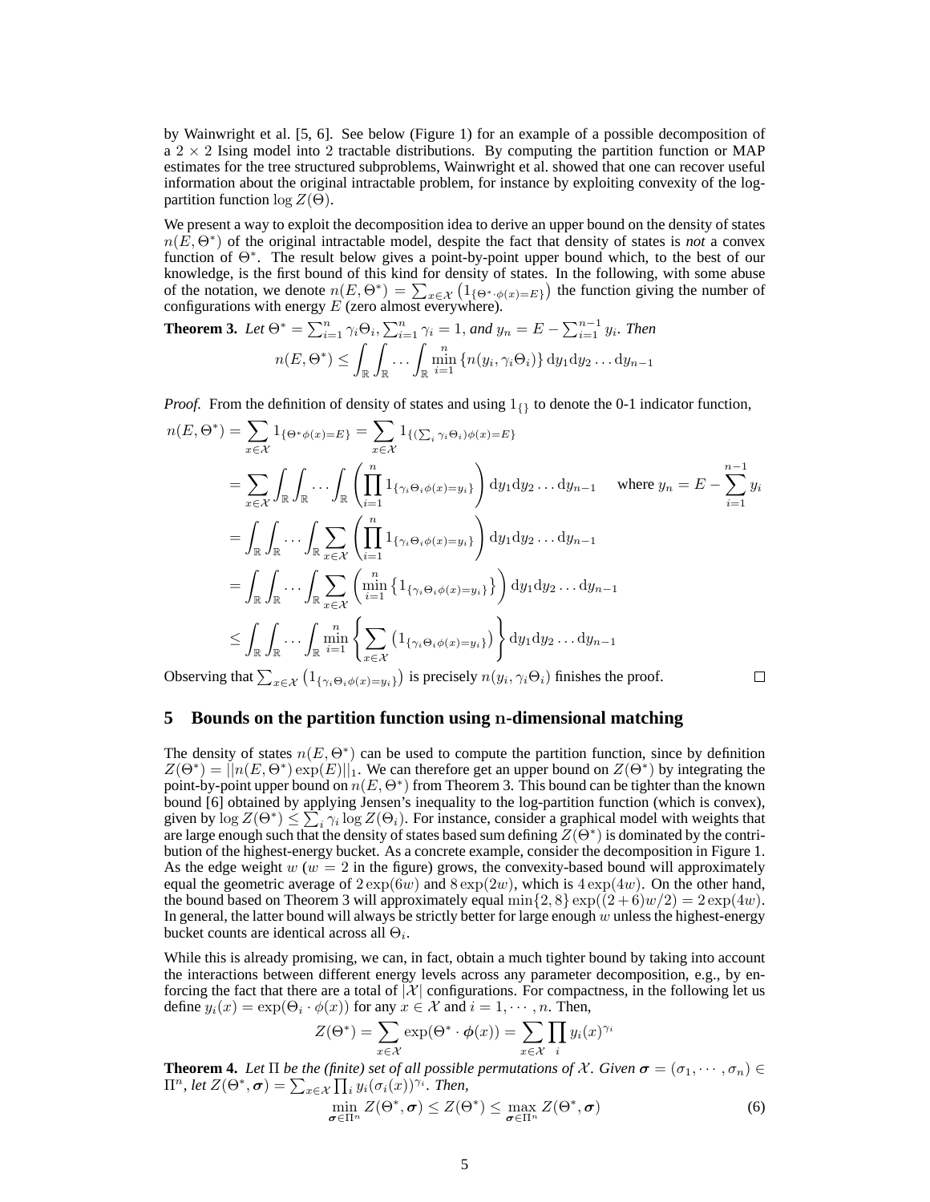by Wainwright et al. [5, 6]. See below (Figure 1) for an example of a possible decomposition of a $2 \times 2$ Ising model into 2 tractable distributions. By computing the partition function or MAP estimates for the tree structured subproblems, Wainwright et al. showed that one can recover useful information about the original intractable problem, for instance by exploiting convexity of the log-partition function $\log Z(\Theta)$.

We present a way to exploit the decomposition idea to derive an upper bound on the density of states $n(E, \Theta^*)$ of the original intractable model, despite the fact that density of states is *not* a convex function of $\Theta^*$. The result below gives a point-by-point upper bound which, to the best of our knowledge, is the first bound of this kind for density of states. In the following, with some abuse of the notation, we denote $n(E, \Theta^*) = \sum_{x \in \mathcal{X}} \left(1_{\{\Theta^* \cdot \phi(x) = E\}}\right)$ the function giving the number of configurations with energy $E$ (zero almost everywhere).

**Theorem 3.** *Let $\Theta^* = \sum_{i=1}^n \gamma_i \Theta_i, \sum_{i=1}^n \gamma_i = 1$, and $y_n = E - \sum_{i=1}^{n-1} y_i$. Then*

$$n(E, \Theta^*) \leq \int_{\mathbb{R}} \int_{\mathbb{R}} \cdots \int_{\mathbb{R}} \min_{i=1}^{n} \{n(y_i, \gamma_i \Theta_i)\} \, \mathrm{d}y_1 \mathrm{d}y_2 \ldots \mathrm{d}y_{n-1}$$

*Proof.* From the definition of density of states and using $1_{\{\}}$ to denote the 0-1 indicator function,

$$\begin{aligned}
n(E, \Theta^*) &= \sum_{x \in \mathcal{X}} 1_{\{\Theta^* \phi(x) = E\}} = \sum_{x \in \mathcal{X}} 1_{\{(\sum_i \gamma_i \Theta_i) \phi(x) = E\}} \\
&= \sum_{x \in \mathcal{X}} \int_{\mathbb{R}} \int_{\mathbb{R}} \cdots \int_{\mathbb{R}} \left( \prod_{i=1}^{n} 1_{\{\gamma_i \Theta_i \phi(x) = y_i\}} \right) \mathrm{d}y_1 \mathrm{d}y_2 \ldots \mathrm{d}y_{n-1} \quad \text{ where } y_n = E - \sum_{i=1}^{n-1} y_i \\
&= \int_{\mathbb{R}} \int_{\mathbb{R}} \cdots \int_{\mathbb{R}} \sum_{x \in \mathcal{X}} \left( \prod_{i=1}^{n} 1_{\{\gamma_i \Theta_i \phi(x) = y_i\}} \right) \mathrm{d}y_1 \mathrm{d}y_2 \ldots \mathrm{d}y_{n-1} \\
&= \int_{\mathbb{R}} \int_{\mathbb{R}} \cdots \int_{\mathbb{R}} \sum_{x \in \mathcal{X}} \left( \min_{i=1}^{n} \{1_{\{\gamma_i \Theta_i \phi(x) = y_i\}}\} \right) \mathrm{d}y_1 \mathrm{d}y_2 \ldots \mathrm{d}y_{n-1} \\
&\leq \int_{\mathbb{R}} \int_{\mathbb{R}} \cdots \int_{\mathbb{R}} \min_{i=1}^{n} \left\{ \sum_{x \in \mathcal{X}} \left(1_{\{\gamma_i \Theta_i \phi(x) = y_i\}}\right) \right\} \mathrm{d}y_1 \mathrm{d}y_2 \ldots \mathrm{d}y_{n-1}
\end{aligned}$$

Observing that $\sum_{x \in \mathcal{X}} \left(1_{\{\gamma_i \Theta_i \phi(x) = y_i\}}\right)$ is precisely $n(y_i, \gamma_i \Theta_i)$ finishes the proof. $\square$

## 5 Bounds on the partition function using n-dimensional matching

The density of states $n(E, \Theta^*)$ can be used to compute the partition function, since by definition $Z(\Theta^*) = ||n(E, \Theta^*) \exp(E)||_1$. We can therefore get an upper bound on $Z(\Theta^*)$ by integrating the point-by-point upper bound on $n(E, \Theta^*)$ from Theorem 3. This bound can be tighter than the known bound [6] obtained by applying Jensen's inequality to the log-partition function (which is convex), given by $\log Z(\Theta^*) \leq \sum_i \gamma_i \log Z(\Theta_i)$. For instance, consider a graphical model with weights that are large enough such that the density of states based sum defining $Z(\Theta^*)$ is dominated by the contribution of the highest-energy bucket. As a concrete example, consider the decomposition in Figure 1. As the edge weight $w$ ($w = 2$ in the figure) grows, the convexity-based bound will approximately equal the geometric average of $2 \exp(6w)$ and $8 \exp(2w)$, which is $4 \exp(4w)$. On the other hand, the bound based on Theorem 3 will approximately equal $\min\{2, 8\} \exp((2+6)w/2) = 2 \exp(4w)$. In general, the latter bound will always be strictly better for large enough $w$ unless the highest-energy bucket counts are identical across all $\Theta_i$.

While this is already promising, we can, in fact, obtain a much tighter bound by taking into account the interactions between different energy levels across any parameter decomposition, e.g., by enforcing the fact that there are a total of $|\mathcal{X}|$ configurations. For compactness, in the following let us define $y_i(x) = \exp(\Theta_i \cdot \phi(x))$ for any $x \in \mathcal{X}$ and $i = 1, \cdots, n$. Then,

$$Z(\Theta^*) = \sum_{x \in \mathcal{X}} \exp(\Theta^* \cdot \boldsymbol{\phi}(x)) = \sum_{x \in \mathcal{X}} \prod_i y_i(x)^{\gamma_i}$$

**Theorem 4.** *Let $\Pi$ be the (finite) set of all possible permutations of $\mathcal{X}$. Given $\boldsymbol{\sigma} = (\sigma_1, \cdots, \sigma_n) \in \Pi^n$, let $Z(\Theta^*, \boldsymbol{\sigma}) = \sum_{x \in \mathcal{X}} \prod_i y_i(\sigma_i(x))^{\gamma_i}$. Then,*

$$\min_{\boldsymbol{\sigma} \in \Pi^n} Z(\Theta^*, \boldsymbol{\sigma}) \leq Z(\Theta^*) \leq \max_{\boldsymbol{\sigma} \in \Pi^n} Z(\Theta^*, \boldsymbol{\sigma}) \tag{6}$$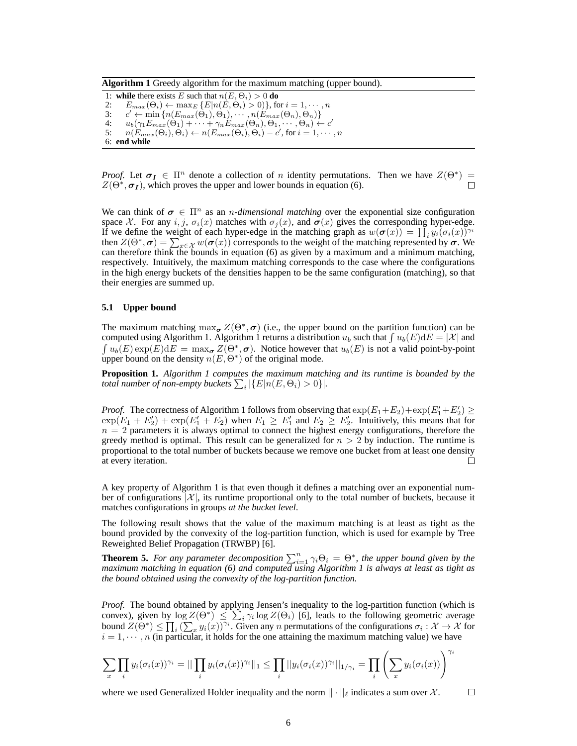**Algorithm 1** Greedy algorithm for the maximum matching (upper bound).

```
1: while there exists E such that n(E, Θ_i) > 0 do
2:     E_max(Θ_i) ← max_E {E | n(E, Θ_i) > 0)}, for i = 1, ··· , n
3:     c' ← min {n(E_max(Θ_1), Θ_1), ··· , n(E_max(Θ_n), Θ_n)}
4:     u_b(γ_1 E_max(Θ_1) + ··· + γ_n E_max(Θ_n), Θ_1, ··· , Θ_n) ← c'
5:     n(E_max(Θ_i), Θ_i) ← n(E_max(Θ_i), Θ_i) − c', for i = 1, ··· , n
6: end while
```

*Proof.* Let $\boldsymbol{\sigma_I} \in \Pi^n$ denote a collection of $n$ identity permutations. Then we have $Z(\Theta^*) = Z(\Theta^*, \boldsymbol{\sigma_I})$, which proves the upper and lower bounds in equation (6). □

We can think of $\boldsymbol{\sigma} \in \Pi^n$ as an $n$-*dimensional matching* over the exponential size configuration space $\mathcal{X}$. For any $i, j$, $\sigma_i(x)$ matches with $\sigma_j(x)$, and $\boldsymbol{\sigma}(x)$ gives the corresponding hyper-edge. If we define the weight of each hyper-edge in the matching graph as $w(\boldsymbol{\sigma}(x)) = \prod_i y_i(\sigma_i(x))^{\gamma_i}$ then $Z(\Theta^*, \boldsymbol{\sigma}) = \sum_{x \in \mathcal{X}} w(\boldsymbol{\sigma}(x))$ corresponds to the weight of the matching represented by $\boldsymbol{\sigma}$. We can therefore think the bounds in equation (6) as given by a maximum and a minimum matching, respectively. Intuitively, the maximum matching corresponds to the case where the configurations in the high energy buckets of the densities happen to be the same configuration (matching), so that their energies are summed up.

### 5.1 Upper bound

The maximum matching $\max_{\boldsymbol{\sigma}} Z(\Theta^*, \boldsymbol{\sigma})$ (i.e., the upper bound on the partition function) can be computed using Algorithm 1. Algorithm 1 returns a distribution $u_b$ such that $\int u_b(E) \mathrm{d}E = |\mathcal{X}|$ and $\int u_b(E) \exp(E) \mathrm{d}E = \max_{\boldsymbol{\sigma}} Z(\Theta^*, \boldsymbol{\sigma})$. Notice however that $u_b(E)$ is not a valid point-by-point upper bound on the density $n(E, \Theta^*)$ of the original mode.

**Proposition 1.** *Algorithm 1 computes the maximum matching and its runtime is bounded by the total number of non-empty buckets* $\sum_i |\{E | n(E, \Theta_i) > 0\}|$.

*Proof.* The correctness of Algorithm 1 follows from observing that $\exp(E_1+E_2)+\exp(E_1'+E_2') \geq \exp(E_1 + E_2') + \exp(E_1' + E_2)$ when $E_1 \geq E_1'$ and $E_2 \geq E_2'$. Intuitively, this means that for $n = 2$ parameters it is always optimal to connect the highest energy configurations, therefore the greedy method is optimal. This result can be generalized for $n > 2$ by induction. The runtime is proportional to the total number of buckets because we remove one bucket from at least one density at every iteration. □

A key property of Algorithm 1 is that even though it defines a matching over an exponential number of configurations $|\mathcal{X}|$, its runtime proportional only to the total number of buckets, because it matches configurations in groups *at the bucket level*.

The following result shows that the value of the maximum matching is at least as tight as the bound provided by the convexity of the log-partition function, which is used for example by Tree Reweighted Belief Propagation (TRWBP) [6].

**Theorem 5.** *For any parameter decomposition $\sum_{i=1}^n \gamma_i \Theta_i = \Theta^*$, the upper bound given by the maximum matching in equation (6) and computed using Algorithm 1 is always at least as tight as the bound obtained using the convexity of the log-partition function.*

*Proof.* The bound obtained by applying Jensen's inequality to the log-partition function (which is convex), given by $\log Z(\Theta^*) \leq \sum_i \gamma_i \log Z(\Theta_i)$ [6], leads to the following geometric average bound $Z(\Theta^*) \leq \prod_i \left(\sum_x y_i(x)\right)^{\gamma_i}$. Given any $n$ permutations of the configurations $\sigma_i : \mathcal{X} \rightarrow \mathcal{X}$ for $i = 1, \cdots, n$ (in particular, it holds for the one attaining the maximum matching value) we have

$$\sum_x \prod_i y_i(\sigma_i(x))^{\gamma_i} = || \prod_i y_i(\sigma_i(x))^{\gamma_i} ||_1 \leq \prod_i ||y_i(\sigma_i(x))^{\gamma_i}||_{1/\gamma_i} = \prod_i \left( \sum_x y_i(\sigma_i(x)) \right)^{\gamma_i}$$

where we used Generalized Holder inequality and the norm $|| \cdot ||_\ell$ indicates a sum over $\mathcal{X}$. □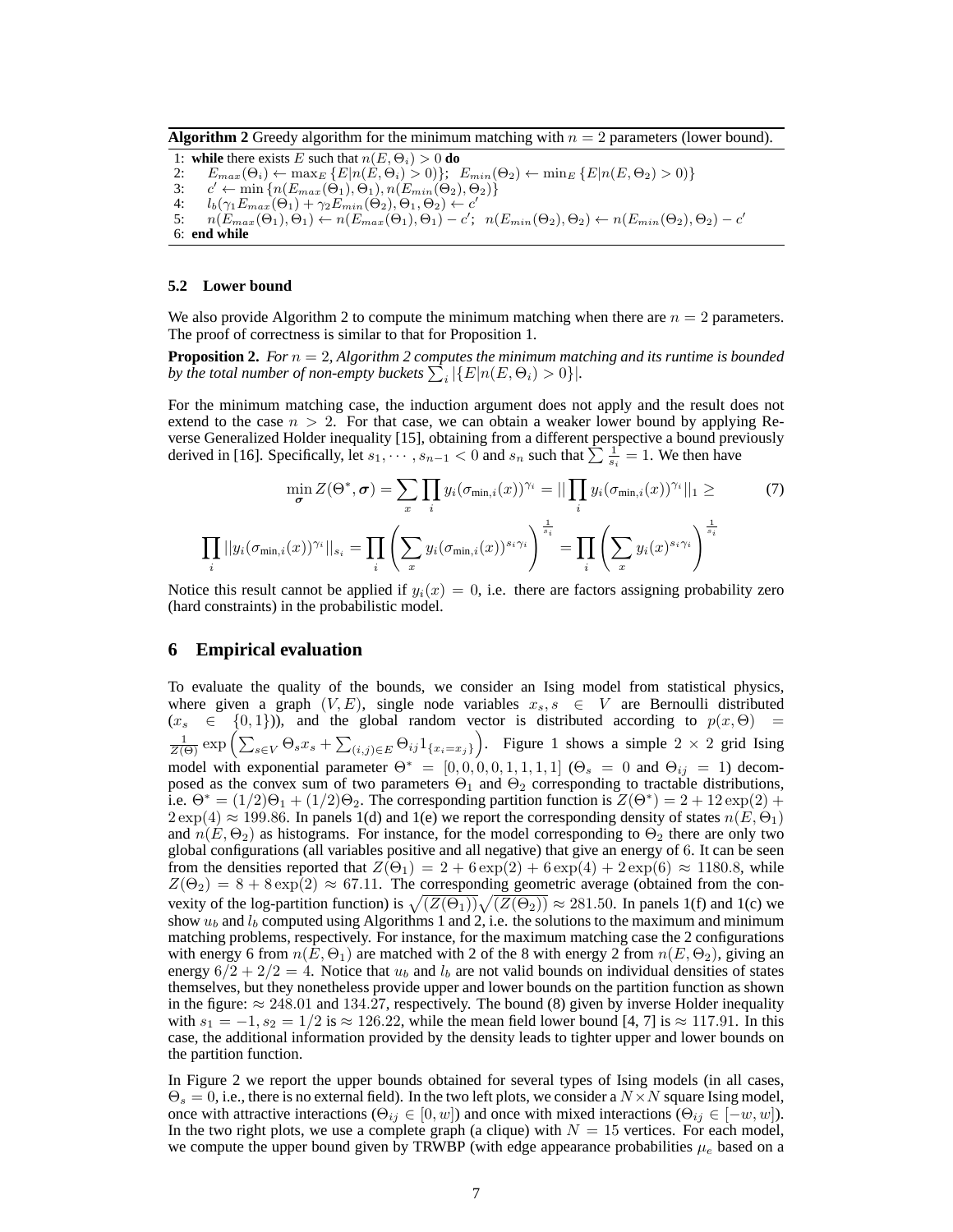**Algorithm 2** Greedy algorithm for the minimum matching with $n = 2$ parameters (lower bound).

1: **while** there exists $E$ such that $n(E, \Theta_i) > 0$ **do**
2: $\quad E_{max}(\Theta_i) \leftarrow \max_E \{E|n(E, \Theta_i) > 0)\}$; $E_{min}(\Theta_2) \leftarrow \min_E \{E|n(E, \Theta_2) > 0)\}$
3: $\quad c' \leftarrow \min \{n(E_{max}(\Theta_1), \Theta_1), n(E_{min}(\Theta_2), \Theta_2)\}$
4: $\quad l_b(\gamma_1 E_{max}(\Theta_1) + \gamma_2 E_{min}(\Theta_2), \Theta_1, \Theta_2) \leftarrow c'$
5: $\quad n(E_{max}(\Theta_1), \Theta_1) \leftarrow n(E_{max}(\Theta_1), \Theta_1) - c'$; $n(E_{min}(\Theta_2), \Theta_2) \leftarrow n(E_{min}(\Theta_2), \Theta_2) - c'$
6: **end while**

### 5.2 Lower bound

We also provide Algorithm 2 to compute the minimum matching when there are $n = 2$ parameters. The proof of correctness is similar to that for Proposition 1.

**Proposition 2.** *For $n = 2$, Algorithm 2 computes the minimum matching and its runtime is bounded by the total number of non-empty buckets $\sum_i |\{E|n(E, \Theta_i) > 0\}|$.*

For the minimum matching case, the induction argument does not apply and the result does not extend to the case $n > 2$. For that case, we can obtain a weaker lower bound by applying Reverse Generalized Holder inequality [15], obtaining from a different perspective a bound previously derived in [16]. Specifically, let $s_1, \cdots, s_{n-1} < 0$ and $s_n$ such that $\sum \frac{1}{s_i} = 1$. We then have

$$\min_{\boldsymbol{\sigma}} Z(\Theta^*, \boldsymbol{\sigma}) = \sum_x \prod_i y_i(\sigma_{\min,i}(x))^{\gamma_i} = || \prod_i y_i(\sigma_{\min,i}(x))^{\gamma_i} ||_1 \geq \tag{7}$$

$$\prod_i ||y_i(\sigma_{\min,i}(x))^{\gamma_i}||_{s_i} = \prod_i \left( \sum_x y_i(\sigma_{\min,i}(x))^{s_i \gamma_i} \right)^{\frac{1}{s_i}} = \prod_i \left( \sum_x y_i(x)^{s_i \gamma_i} \right)^{\frac{1}{s_i}}$$

Notice this result cannot be applied if $y_i(x) = 0$, i.e. there are factors assigning probability zero (hard constraints) in the probabilistic model.

## 6 Empirical evaluation

To evaluate the quality of the bounds, we consider an Ising model from statistical physics, where given a graph $(V, E)$, single node variables $x_s, s \in V$ are Bernoulli distributed ($x_s \in \{0, 1\}$)), and the global random vector is distributed according to $p(x, \Theta) = \frac{1}{Z(\Theta)} \exp\left( \sum_{s \in V} \Theta_s x_s + \sum_{(i,j) \in E} \Theta_{ij} 1_{\{x_i = x_j\}} \right)$. Figure 1 shows a simple $2 \times 2$ grid Ising model with exponential parameter $\Theta^* = [0, 0, 0, 0, 1, 1, 1, 1]$ ($\Theta_s = 0$ and $\Theta_{ij} = 1$) decomposed as the convex sum of two parameters $\Theta_1$ and $\Theta_2$ corresponding to tractable distributions, i.e. $\Theta^* = (1/2)\Theta_1 + (1/2)\Theta_2$. The corresponding partition function is $Z(\Theta^*) = 2 + 12\exp(2) + 2\exp(4) \approx 199.86$. In panels 1(d) and 1(e) we report the corresponding density of states $n(E, \Theta_1)$ and $n(E, \Theta_2)$ as histograms. For instance, for the model corresponding to $\Theta_2$ there are only two global configurations (all variables positive and all negative) that give an energy of 6. It can be seen from the densities reported that $Z(\Theta_1) = 2 + 6\exp(2) + 6\exp(4) + 2\exp(6) \approx 1180.8$, while $Z(\Theta_2) = 8 + 8\exp(2) \approx 67.11$. The corresponding geometric average (obtained from the convexity of the log-partition function) is $\sqrt{(Z(\Theta_1))}\sqrt{(Z(\Theta_2))} \approx 281.50$. In panels 1(f) and 1(c) we show $u_b$ and $l_b$ computed using Algorithms 1 and 2, i.e. the solutions to the maximum and minimum matching problems, respectively. For instance, for the maximum matching case the 2 configurations with energy 6 from $n(E, \Theta_1)$ are matched with 2 of the 8 with energy 2 from $n(E, \Theta_2)$, giving an energy $6/2 + 2/2 = 4$. Notice that $u_b$ and $l_b$ are not valid bounds on individual densities of states themselves, but they nonetheless provide upper and lower bounds on the partition function as shown in the figure: $\approx 248.01$ and $134.27$, respectively. The bound (8) given by inverse Holder inequality with $s_1 = -1, s_2 = 1/2$ is $\approx 126.22$, while the mean field lower bound [4, 7] is $\approx 117.91$. In this case, the additional information provided by the density leads to tighter upper and lower bounds on the partition function.

In Figure 2 we report the upper bounds obtained for several types of Ising models (in all cases, $\Theta_s = 0$, i.e., there is no external field). In the two left plots, we consider a $N \times N$ square Ising model, once with attractive interactions ($\Theta_{ij} \in [0, w]$) and once with mixed interactions ($\Theta_{ij} \in [-w, w]$). In the two right plots, we use a complete graph (a clique) with $N = 15$ vertices. For each model, we compute the upper bound given by TRWBP (with edge appearance probabilities $\mu_e$ based on a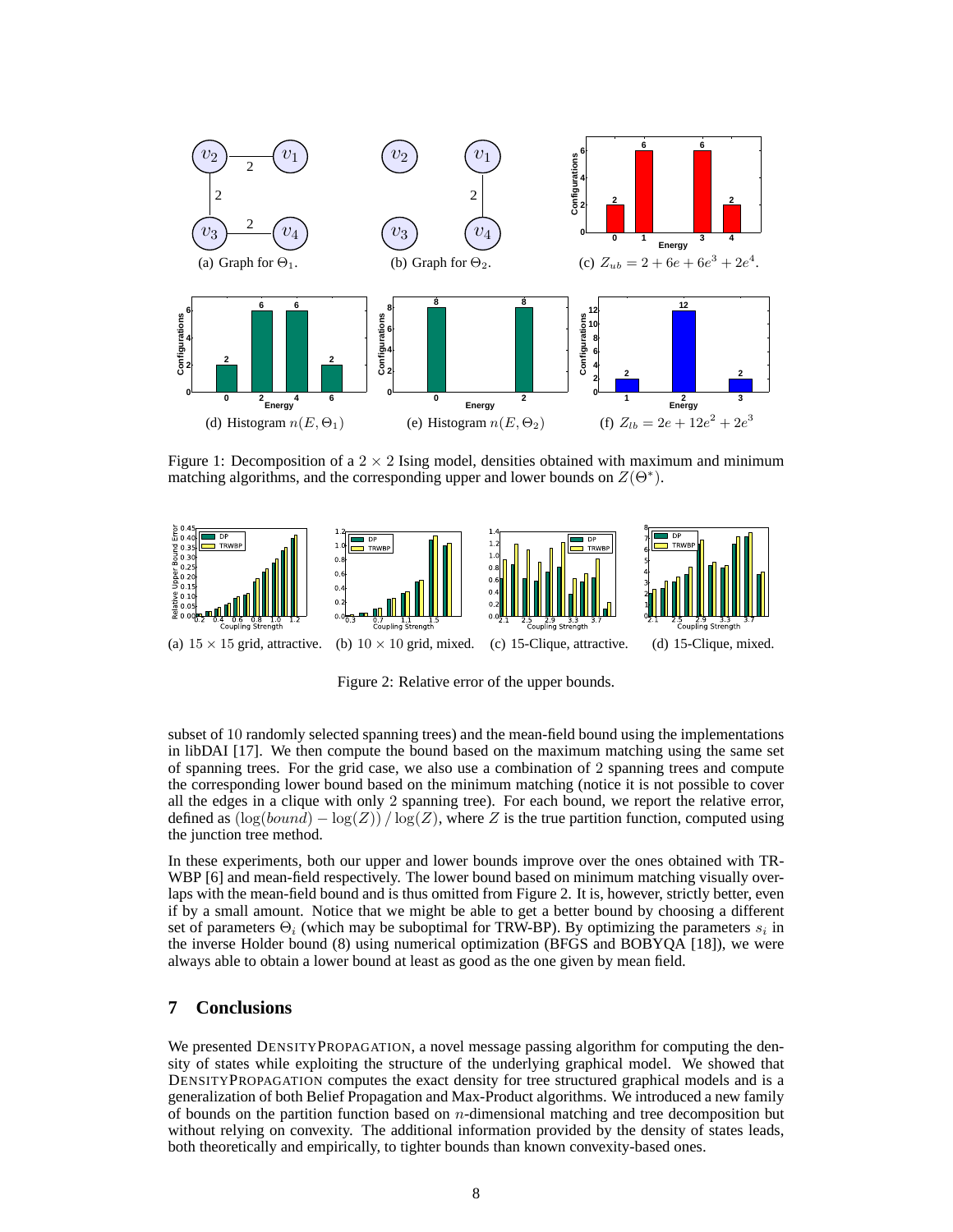(a) Graph for $\Theta_1$.

(b) Graph for $\Theta_2$.

(c) $Z_{ub} = 2 + 6e + 6e^3 + 2e^4$.

(d) Histogram $n(E, \Theta_1)$

(e) Histogram $n(E, \Theta_2)$

(f) $Z_{lb} = 2e + 12e^2 + 2e^3$

Figure 1: Decomposition of a $2 \times 2$ Ising model, densities obtained with maximum and minimum matching algorithms, and the corresponding upper and lower bounds on $Z(\Theta^*)$.

(a) $15 \times 15$ grid, attractive.

(b) $10 \times 10$ grid, mixed.

(c) 15-Clique, attractive.

(d) 15-Clique, mixed.

Figure 2: Relative error of the upper bounds.

subset of 10 randomly selected spanning trees) and the mean-field bound using the implementations in libDAI [17]. We then compute the bound based on the maximum matching using the same set of spanning trees. For the grid case, we also use a combination of 2 spanning trees and compute the corresponding lower bound based on the minimum matching (notice it is not possible to cover all the edges in a clique with only 2 spanning tree). For each bound, we report the relative error, defined as $(\log(bound) - \log(Z)) / \log(Z)$, where $Z$ is the true partition function, computed using the junction tree method.

In these experiments, both our upper and lower bounds improve over the ones obtained with TRWBP [6] and mean-field respectively. The lower bound based on minimum matching visually overlaps with the mean-field bound and is thus omitted from Figure 2. It is, however, strictly better, even if by a small amount. Notice that we might be able to get a better bound by choosing a different set of parameters $\Theta_i$ (which may be suboptimal for TRW-BP). By optimizing the parameters $s_i$ in the inverse Holder bound (8) using numerical optimization (BFGS and BOBYQA [18]), we were always able to obtain a lower bound at least as good as the one given by mean field.

## 7 Conclusions

We presented DENSITYPROPAGATION, a novel message passing algorithm for computing the density of states while exploiting the structure of the underlying graphical model. We showed that DENSITYPROPAGATION computes the exact density for tree structured graphical models and is a generalization of both Belief Propagation and Max-Product algorithms. We introduced a new family of bounds on the partition function based on $n$-dimensional matching and tree decomposition but without relying on convexity. The additional information provided by the density of states leads, both theoretically and empirically, to tighter bounds than known convexity-based ones.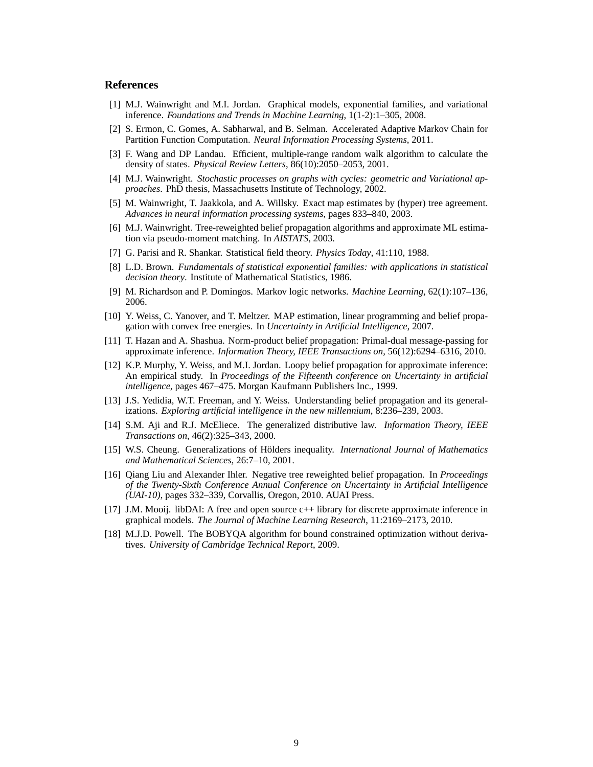## References

[1] M.J. Wainwright and M.I. Jordan. Graphical models, exponential families, and variational inference. *Foundations and Trends in Machine Learning*, 1(1-2):1–305, 2008.

[2] S. Ermon, C. Gomes, A. Sabharwal, and B. Selman. Accelerated Adaptive Markov Chain for Partition Function Computation. *Neural Information Processing Systems*, 2011.

[3] F. Wang and DP Landau. Efficient, multiple-range random walk algorithm to calculate the density of states. *Physical Review Letters*, 86(10):2050–2053, 2001.

[4] M.J. Wainwright. *Stochastic processes on graphs with cycles: geometric and Variational approaches*. PhD thesis, Massachusetts Institute of Technology, 2002.

[5] M. Wainwright, T. Jaakkola, and A. Willsky. Exact map estimates by (hyper) tree agreement. *Advances in neural information processing systems*, pages 833–840, 2003.

[6] M.J. Wainwright. Tree-reweighted belief propagation algorithms and approximate ML estimation via pseudo-moment matching. In *AISTATS*, 2003.

[7] G. Parisi and R. Shankar. Statistical field theory. *Physics Today*, 41:110, 1988.

[8] L.D. Brown. *Fundamentals of statistical exponential families: with applications in statistical decision theory*. Institute of Mathematical Statistics, 1986.

[9] M. Richardson and P. Domingos. Markov logic networks. *Machine Learning*, 62(1):107–136, 2006.

[10] Y. Weiss, C. Yanover, and T. Meltzer. MAP estimation, linear programming and belief propagation with convex free energies. In *Uncertainty in Artificial Intelligence*, 2007.

[11] T. Hazan and A. Shashua. Norm-product belief propagation: Primal-dual message-passing for approximate inference. *Information Theory, IEEE Transactions on*, 56(12):6294–6316, 2010.

[12] K.P. Murphy, Y. Weiss, and M.I. Jordan. Loopy belief propagation for approximate inference: An empirical study. In *Proceedings of the Fifteenth conference on Uncertainty in artificial intelligence*, pages 467–475. Morgan Kaufmann Publishers Inc., 1999.

[13] J.S. Yedidia, W.T. Freeman, and Y. Weiss. Understanding belief propagation and its generalizations. *Exploring artificial intelligence in the new millennium*, 8:236–239, 2003.

[14] S.M. Aji and R.J. McEliece. The generalized distributive law. *Information Theory, IEEE Transactions on*, 46(2):325–343, 2000.

[15] W.S. Cheung. Generalizations of Hölders inequality. *International Journal of Mathematics and Mathematical Sciences*, 26:7–10, 2001.

[16] Qiang Liu and Alexander Ihler. Negative tree reweighted belief propagation. In *Proceedings of the Twenty-Sixth Conference Annual Conference on Uncertainty in Artificial Intelligence (UAI-10)*, pages 332–339, Corvallis, Oregon, 2010. AUAI Press.

[17] J.M. Mooij. libDAI: A free and open source c++ library for discrete approximate inference in graphical models. *The Journal of Machine Learning Research*, 11:2169–2173, 2010.

[18] M.J.D. Powell. The BOBYQA algorithm for bound constrained optimization without derivatives. *University of Cambridge Technical Report*, 2009.